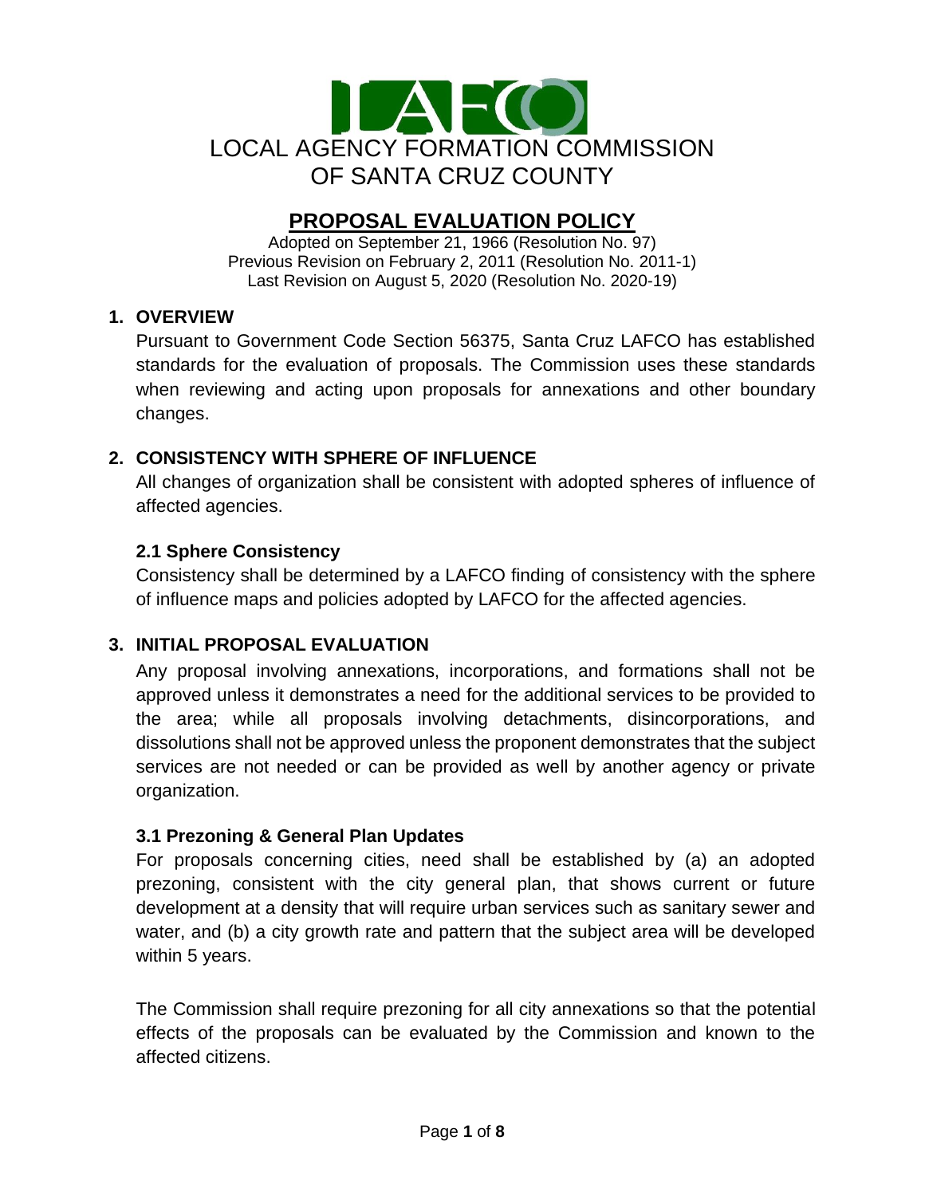LOCAL AGENCY FORMATION COMMISSION
OF SANTA CRUZ COUNTY

# PROPOSAL EVALUATION POLICY

Adopted on September 21, 1966 (Resolution No. 97)
Previous Revision on February 2, 2011 (Resolution No. 2011-1)
Last Revision on August 5, 2020 (Resolution No. 2020-19)

## 1. OVERVIEW

Pursuant to Government Code Section 56375, Santa Cruz LAFCO has established standards for the evaluation of proposals. The Commission uses these standards when reviewing and acting upon proposals for annexations and other boundary changes.

## 2. CONSISTENCY WITH SPHERE OF INFLUENCE

All changes of organization shall be consistent with adopted spheres of influence of affected agencies.

### 2.1 Sphere Consistency

Consistency shall be determined by a LAFCO finding of consistency with the sphere of influence maps and policies adopted by LAFCO for the affected agencies.

## 3. INITIAL PROPOSAL EVALUATION

Any proposal involving annexations, incorporations, and formations shall not be approved unless it demonstrates a need for the additional services to be provided to the area; while all proposals involving detachments, disincorporations, and dissolutions shall not be approved unless the proponent demonstrates that the subject services are not needed or can be provided as well by another agency or private organization.

### 3.1 Prezoning & General Plan Updates

For proposals concerning cities, need shall be established by (a) an adopted prezoning, consistent with the city general plan, that shows current or future development at a density that will require urban services such as sanitary sewer and water, and (b) a city growth rate and pattern that the subject area will be developed within 5 years.

The Commission shall require prezoning for all city annexations so that the potential effects of the proposals can be evaluated by the Commission and known to the affected citizens.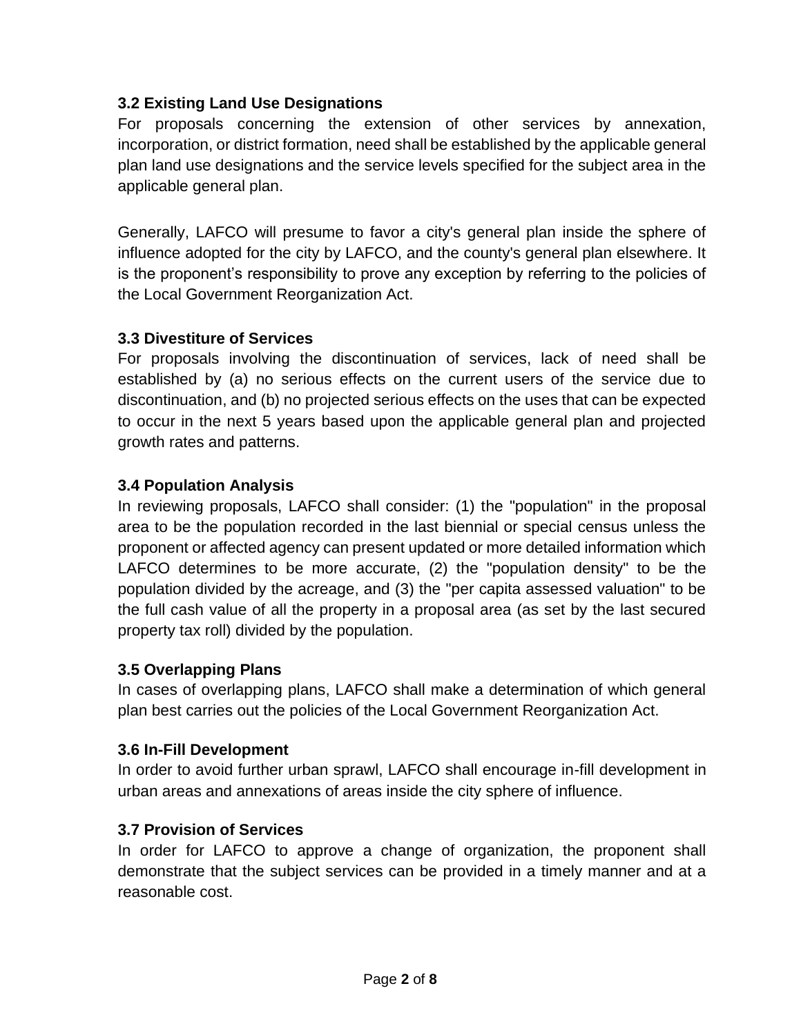### 3.2 Existing Land Use Designations

For proposals concerning the extension of other services by annexation, incorporation, or district formation, need shall be established by the applicable general plan land use designations and the service levels specified for the subject area in the applicable general plan.

Generally, LAFCO will presume to favor a city's general plan inside the sphere of influence adopted for the city by LAFCO, and the county's general plan elsewhere. It is the proponent’s responsibility to prove any exception by referring to the policies of the Local Government Reorganization Act.

### 3.3 Divestiture of Services

For proposals involving the discontinuation of services, lack of need shall be established by (a) no serious effects on the current users of the service due to discontinuation, and (b) no projected serious effects on the uses that can be expected to occur in the next 5 years based upon the applicable general plan and projected growth rates and patterns.

### 3.4 Population Analysis

In reviewing proposals, LAFCO shall consider: (1) the "population" in the proposal area to be the population recorded in the last biennial or special census unless the proponent or affected agency can present updated or more detailed information which LAFCO determines to be more accurate, (2) the "population density" to be the population divided by the acreage, and (3) the "per capita assessed valuation" to be the full cash value of all the property in a proposal area (as set by the last secured property tax roll) divided by the population.

### 3.5 Overlapping Plans

In cases of overlapping plans, LAFCO shall make a determination of which general plan best carries out the policies of the Local Government Reorganization Act.

### 3.6 In-Fill Development

In order to avoid further urban sprawl, LAFCO shall encourage in-fill development in urban areas and annexations of areas inside the city sphere of influence.

### 3.7 Provision of Services

In order for LAFCO to approve a change of organization, the proponent shall demonstrate that the subject services can be provided in a timely manner and at a reasonable cost.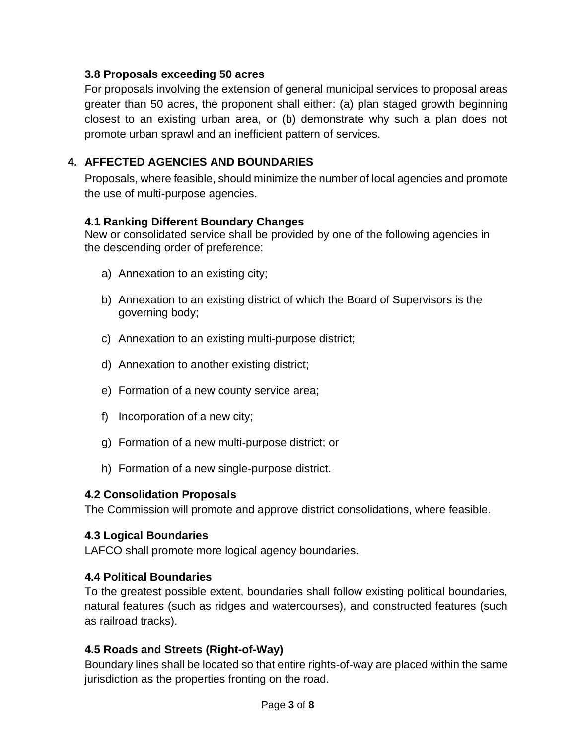### 3.8 Proposals exceeding 50 acres

For proposals involving the extension of general municipal services to proposal areas greater than 50 acres, the proponent shall either: (a) plan staged growth beginning closest to an existing urban area, or (b) demonstrate why such a plan does not promote urban sprawl and an inefficient pattern of services.

## 4. AFFECTED AGENCIES AND BOUNDARIES

Proposals, where feasible, should minimize the number of local agencies and promote the use of multi-purpose agencies.

### 4.1 Ranking Different Boundary Changes

New or consolidated service shall be provided by one of the following agencies in the descending order of preference:

a) Annexation to an existing city;

b) Annexation to an existing district of which the Board of Supervisors is the governing body;

c) Annexation to an existing multi-purpose district;

d) Annexation to another existing district;

e) Formation of a new county service area;

f) Incorporation of a new city;

g) Formation of a new multi-purpose district; or

h) Formation of a new single-purpose district.

### 4.2 Consolidation Proposals

The Commission will promote and approve district consolidations, where feasible.

### 4.3 Logical Boundaries

LAFCO shall promote more logical agency boundaries.

### 4.4 Political Boundaries

To the greatest possible extent, boundaries shall follow existing political boundaries, natural features (such as ridges and watercourses), and constructed features (such as railroad tracks).

### 4.5 Roads and Streets (Right-of-Way)

Boundary lines shall be located so that entire rights-of-way are placed within the same jurisdiction as the properties fronting on the road.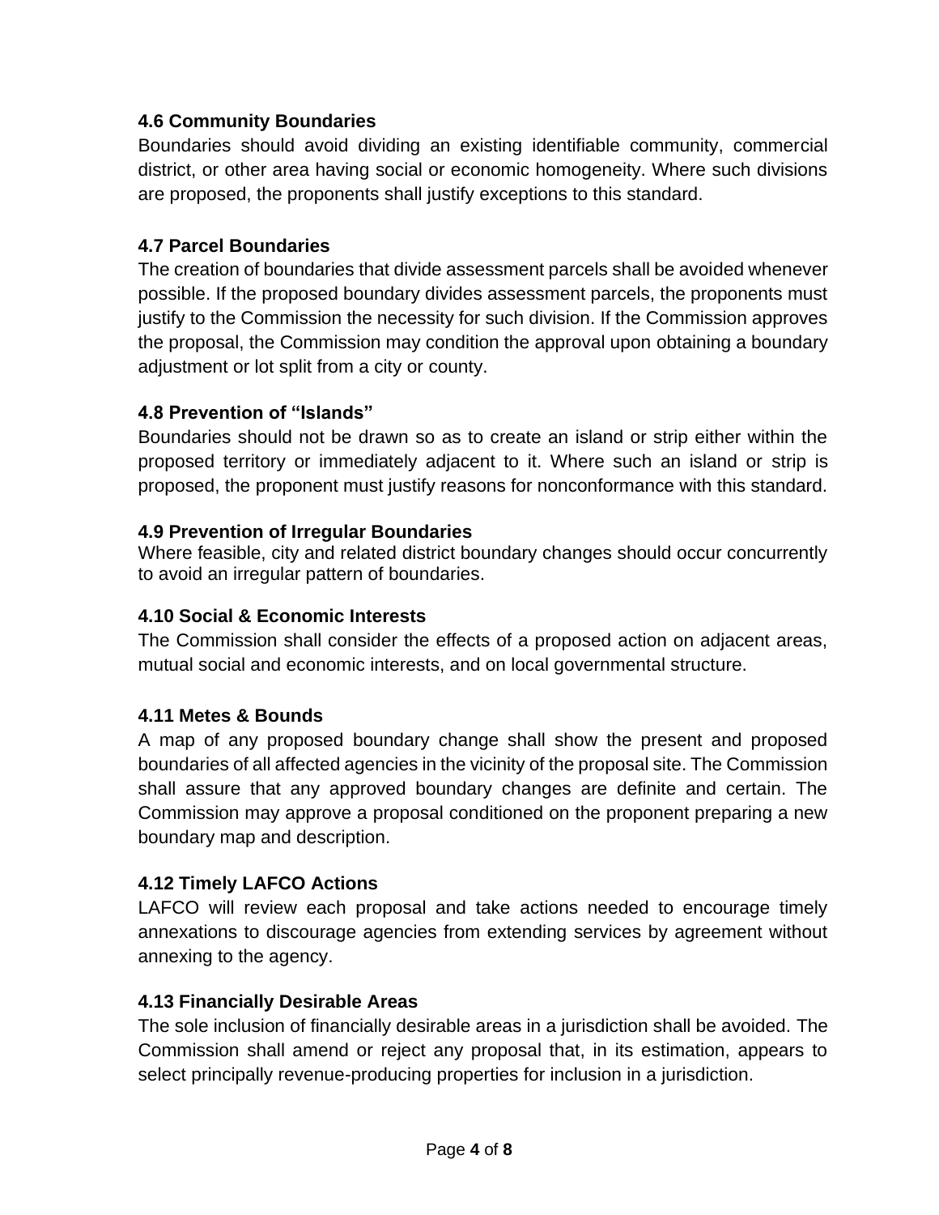### 4.6 Community Boundaries

Boundaries should avoid dividing an existing identifiable community, commercial district, or other area having social or economic homogeneity. Where such divisions are proposed, the proponents shall justify exceptions to this standard.

### 4.7 Parcel Boundaries

The creation of boundaries that divide assessment parcels shall be avoided whenever possible. If the proposed boundary divides assessment parcels, the proponents must justify to the Commission the necessity for such division. If the Commission approves the proposal, the Commission may condition the approval upon obtaining a boundary adjustment or lot split from a city or county.

### 4.8 Prevention of "Islands"

Boundaries should not be drawn so as to create an island or strip either within the proposed territory or immediately adjacent to it. Where such an island or strip is proposed, the proponent must justify reasons for nonconformance with this standard.

### 4.9 Prevention of Irregular Boundaries

Where feasible, city and related district boundary changes should occur concurrently to avoid an irregular pattern of boundaries.

### 4.10 Social & Economic Interests

The Commission shall consider the effects of a proposed action on adjacent areas, mutual social and economic interests, and on local governmental structure.

### 4.11 Metes & Bounds

A map of any proposed boundary change shall show the present and proposed boundaries of all affected agencies in the vicinity of the proposal site. The Commission shall assure that any approved boundary changes are definite and certain. The Commission may approve a proposal conditioned on the proponent preparing a new boundary map and description.

### 4.12 Timely LAFCO Actions

LAFCO will review each proposal and take actions needed to encourage timely annexations to discourage agencies from extending services by agreement without annexing to the agency.

### 4.13 Financially Desirable Areas

The sole inclusion of financially desirable areas in a jurisdiction shall be avoided. The Commission shall amend or reject any proposal that, in its estimation, appears to select principally revenue-producing properties for inclusion in a jurisdiction.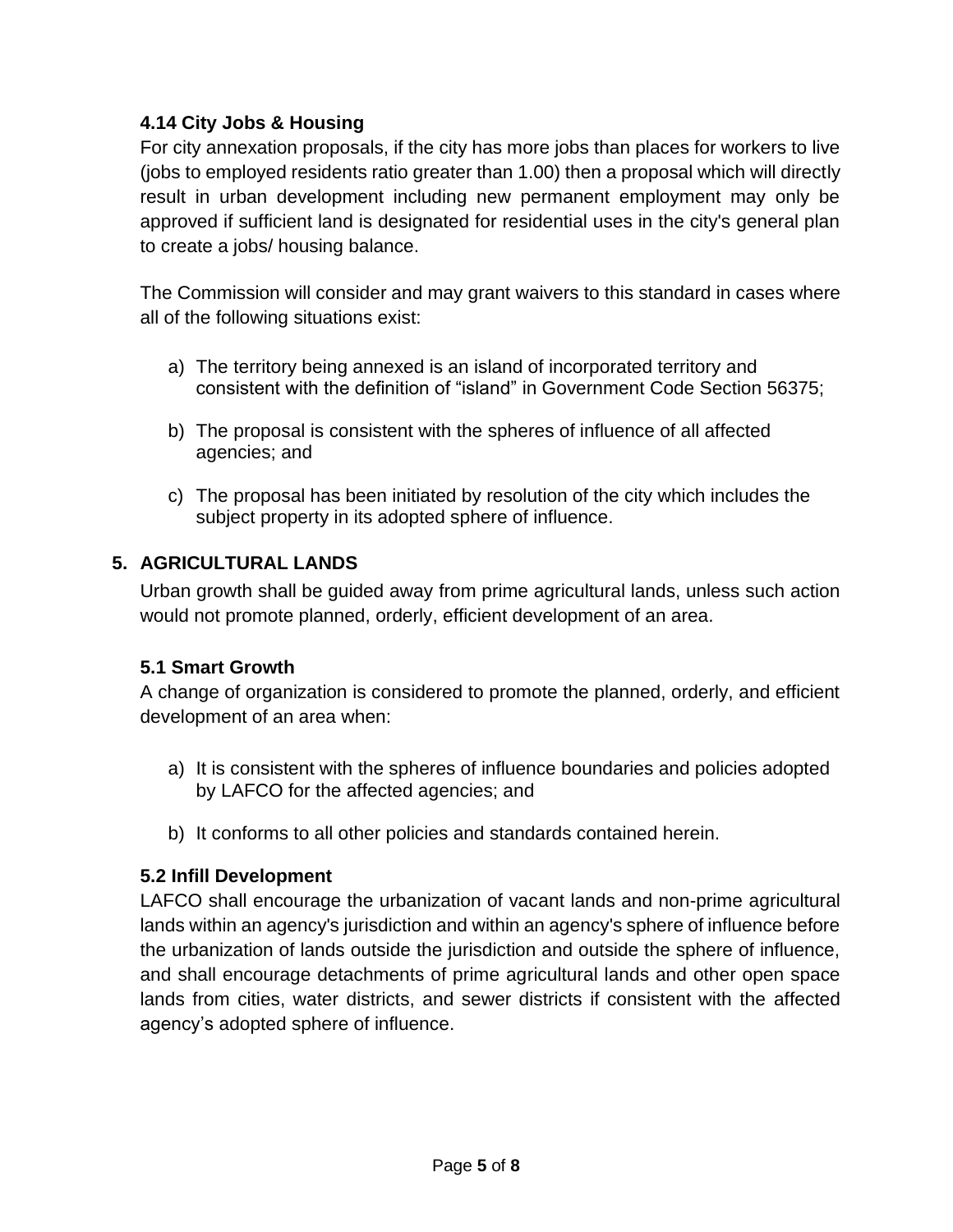### 4.14 City Jobs & Housing

For city annexation proposals, if the city has more jobs than places for workers to live (jobs to employed residents ratio greater than 1.00) then a proposal which will directly result in urban development including new permanent employment may only be approved if sufficient land is designated for residential uses in the city's general plan to create a jobs/ housing balance.

The Commission will consider and may grant waivers to this standard in cases where all of the following situations exist:

a) The territory being annexed is an island of incorporated territory and consistent with the definition of "island" in Government Code Section 56375;

b) The proposal is consistent with the spheres of influence of all affected agencies; and

c) The proposal has been initiated by resolution of the city which includes the subject property in its adopted sphere of influence.

## 5. AGRICULTURAL LANDS

Urban growth shall be guided away from prime agricultural lands, unless such action would not promote planned, orderly, efficient development of an area.

### 5.1 Smart Growth

A change of organization is considered to promote the planned, orderly, and efficient development of an area when:

a) It is consistent with the spheres of influence boundaries and policies adopted by LAFCO for the affected agencies; and

b) It conforms to all other policies and standards contained herein.

### 5.2 Infill Development

LAFCO shall encourage the urbanization of vacant lands and non-prime agricultural lands within an agency's jurisdiction and within an agency's sphere of influence before the urbanization of lands outside the jurisdiction and outside the sphere of influence, and shall encourage detachments of prime agricultural lands and other open space lands from cities, water districts, and sewer districts if consistent with the affected agency's adopted sphere of influence.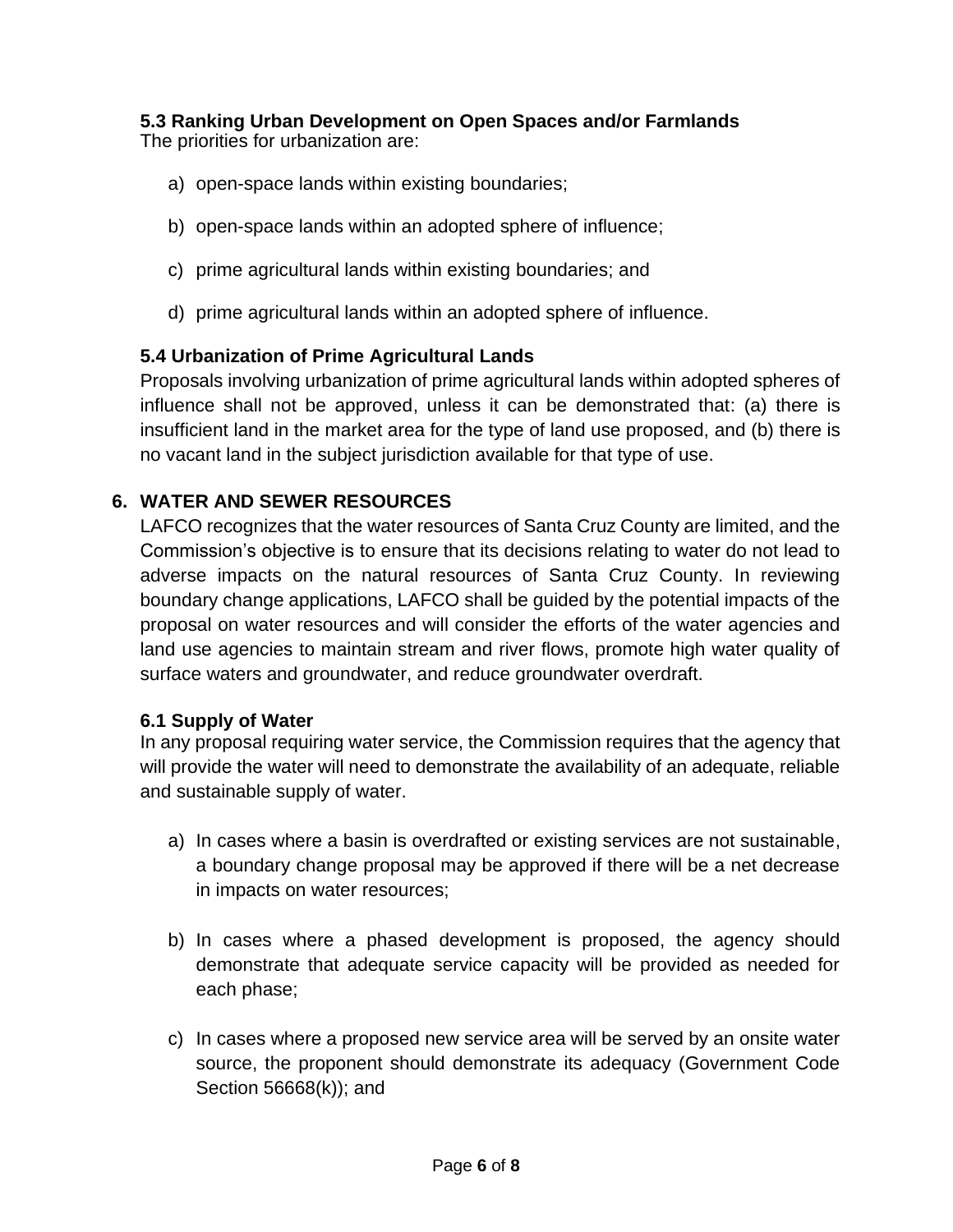### 5.3 Ranking Urban Development on Open Spaces and/or Farmlands

The priorities for urbanization are:

a) open-space lands within existing boundaries;

b) open-space lands within an adopted sphere of influence;

c) prime agricultural lands within existing boundaries; and

d) prime agricultural lands within an adopted sphere of influence.

### 5.4 Urbanization of Prime Agricultural Lands

Proposals involving urbanization of prime agricultural lands within adopted spheres of influence shall not be approved, unless it can be demonstrated that: (a) there is insufficient land in the market area for the type of land use proposed, and (b) there is no vacant land in the subject jurisdiction available for that type of use.

## 6. WATER AND SEWER RESOURCES

LAFCO recognizes that the water resources of Santa Cruz County are limited, and the Commission's objective is to ensure that its decisions relating to water do not lead to adverse impacts on the natural resources of Santa Cruz County. In reviewing boundary change applications, LAFCO shall be guided by the potential impacts of the proposal on water resources and will consider the efforts of the water agencies and land use agencies to maintain stream and river flows, promote high water quality of surface waters and groundwater, and reduce groundwater overdraft.

### 6.1 Supply of Water

In any proposal requiring water service, the Commission requires that the agency that will provide the water will need to demonstrate the availability of an adequate, reliable and sustainable supply of water.

a) In cases where a basin is overdrafted or existing services are not sustainable, a boundary change proposal may be approved if there will be a net decrease in impacts on water resources;

b) In cases where a phased development is proposed, the agency should demonstrate that adequate service capacity will be provided as needed for each phase;

c) In cases where a proposed new service area will be served by an onsite water source, the proponent should demonstrate its adequacy (Government Code Section 56668(k)); and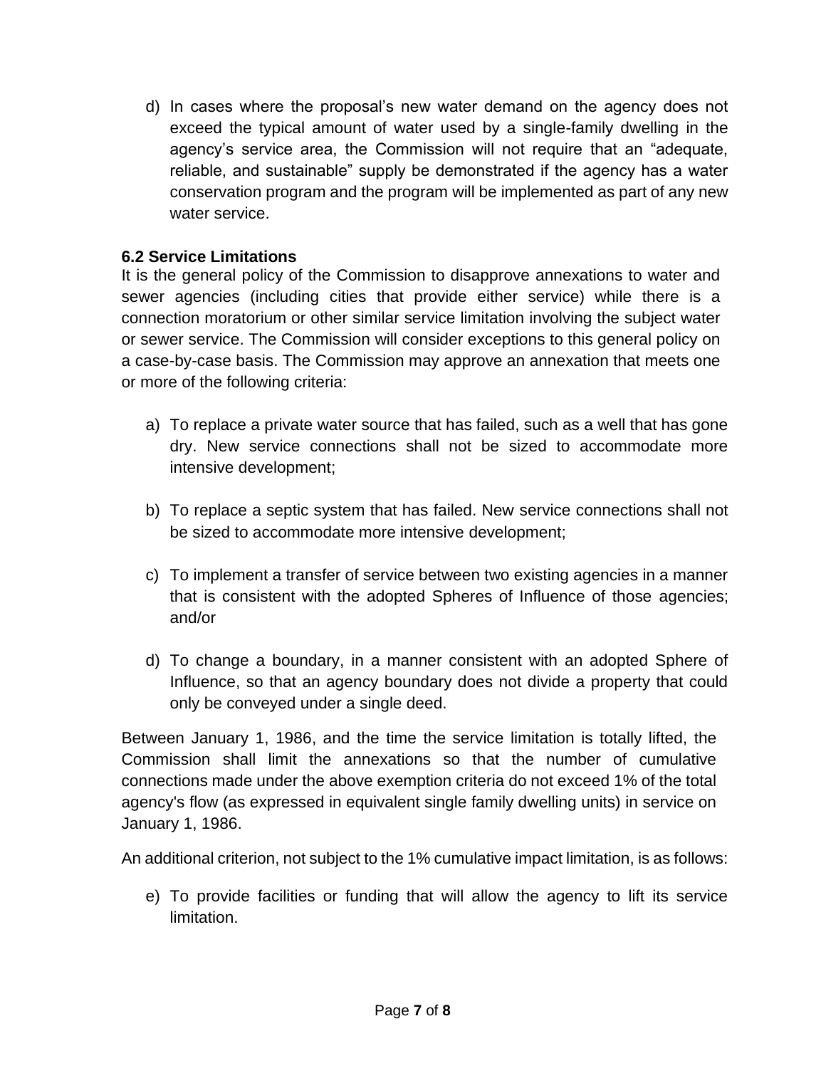d) In cases where the proposal's new water demand on the agency does not exceed the typical amount of water used by a single-family dwelling in the agency's service area, the Commission will not require that an "adequate, reliable, and sustainable" supply be demonstrated if the agency has a water conservation program and the program will be implemented as part of any new water service.

### 6.2 Service Limitations

It is the general policy of the Commission to disapprove annexations to water and sewer agencies (including cities that provide either service) while there is a connection moratorium or other similar service limitation involving the subject water or sewer service. The Commission will consider exceptions to this general policy on a case-by-case basis. The Commission may approve an annexation that meets one or more of the following criteria:

a) To replace a private water source that has failed, such as a well that has gone dry. New service connections shall not be sized to accommodate more intensive development;

b) To replace a septic system that has failed. New service connections shall not be sized to accommodate more intensive development;

c) To implement a transfer of service between two existing agencies in a manner that is consistent with the adopted Spheres of Influence of those agencies; and/or

d) To change a boundary, in a manner consistent with an adopted Sphere of Influence, so that an agency boundary does not divide a property that could only be conveyed under a single deed.

Between January 1, 1986, and the time the service limitation is totally lifted, the Commission shall limit the annexations so that the number of cumulative connections made under the above exemption criteria do not exceed 1% of the total agency's flow (as expressed in equivalent single family dwelling units) in service on January 1, 1986.

An additional criterion, not subject to the 1% cumulative impact limitation, is as follows:

e) To provide facilities or funding that will allow the agency to lift its service limitation.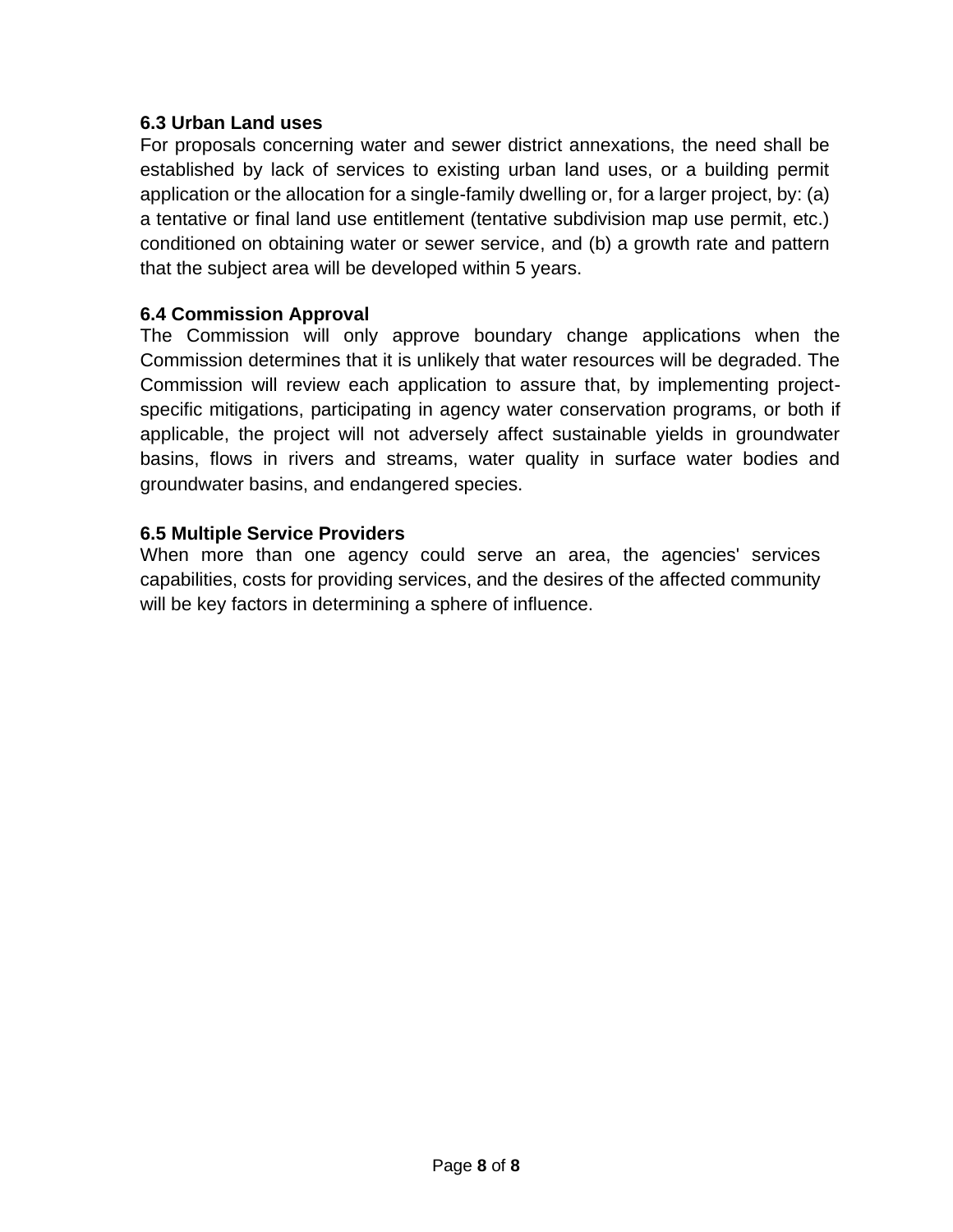**6.3 Urban Land uses**

For proposals concerning water and sewer district annexations, the need shall be established by lack of services to existing urban land uses, or a building permit application or the allocation for a single-family dwelling or, for a larger project, by: (a) a tentative or final land use entitlement (tentative subdivision map use permit, etc.) conditioned on obtaining water or sewer service, and (b) a growth rate and pattern that the subject area will be developed within 5 years.

**6.4 Commission Approval**

The Commission will only approve boundary change applications when the Commission determines that it is unlikely that water resources will be degraded. The Commission will review each application to assure that, by implementing project-specific mitigations, participating in agency water conservation programs, or both if applicable, the project will not adversely affect sustainable yields in groundwater basins, flows in rivers and streams, water quality in surface water bodies and groundwater basins, and endangered species.

**6.5 Multiple Service Providers**

When more than one agency could serve an area, the agencies' services capabilities, costs for providing services, and the desires of the affected community will be key factors in determining a sphere of influence.